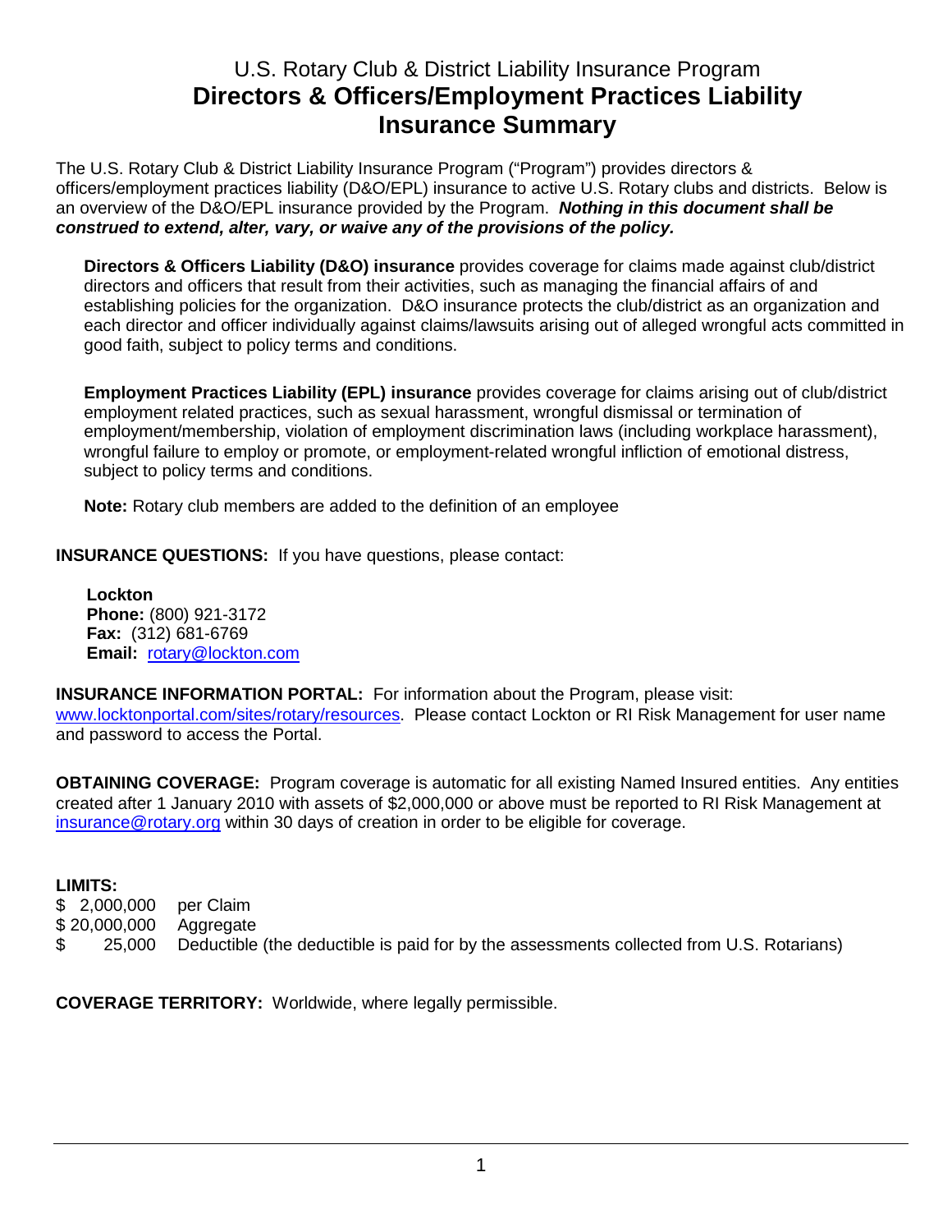# U.S. Rotary Club & District Liability Insurance Program
# Directors & Officers/Employment Practices Liability Insurance Summary

The U.S. Rotary Club & District Liability Insurance Program ("Program") provides directors & officers/employment practices liability (D&O/EPL) insurance to active U.S. Rotary clubs and districts. Below is an overview of the D&O/EPL insurance provided by the Program. ***Nothing in this document shall be construed to extend, alter, vary, or waive any of the provisions of the policy.***

**Directors & Officers Liability (D&O) insurance** provides coverage for claims made against club/district directors and officers that result from their activities, such as managing the financial affairs of and establishing policies for the organization. D&O insurance protects the club/district as an organization and each director and officer individually against claims/lawsuits arising out of alleged wrongful acts committed in good faith, subject to policy terms and conditions.

**Employment Practices Liability (EPL) insurance** provides coverage for claims arising out of club/district employment related practices, such as sexual harassment, wrongful dismissal or termination of employment/membership, violation of employment discrimination laws (including workplace harassment), wrongful failure to employ or promote, or employment-related wrongful infliction of emotional distress, subject to policy terms and conditions.

**Note:** Rotary club members are added to the definition of an employee

**INSURANCE QUESTIONS:** If you have questions, please contact:

**Lockton**
**Phone:** (800) 921-3172
**Fax:** (312) 681-6769
**Email:** rotary@lockton.com

**INSURANCE INFORMATION PORTAL:** For information about the Program, please visit: www.locktonportal.com/sites/rotary/resources. Please contact Lockton or RI Risk Management for user name and password to access the Portal.

**OBTAINING COVERAGE:** Program coverage is automatic for all existing Named Insured entities. Any entities created after 1 January 2010 with assets of $2,000,000 or above must be reported to RI Risk Management at insurance@rotary.org within 30 days of creation in order to be eligible for coverage.

**LIMITS:**

| | |
|---|---|
| $ 2,000,000 | per Claim |
| $ 20,000,000 | Aggregate |
| $ 25,000 | Deductible (the deductible is paid for by the assessments collected from U.S. Rotarians) |

**COVERAGE TERRITORY:** Worldwide, where legally permissible.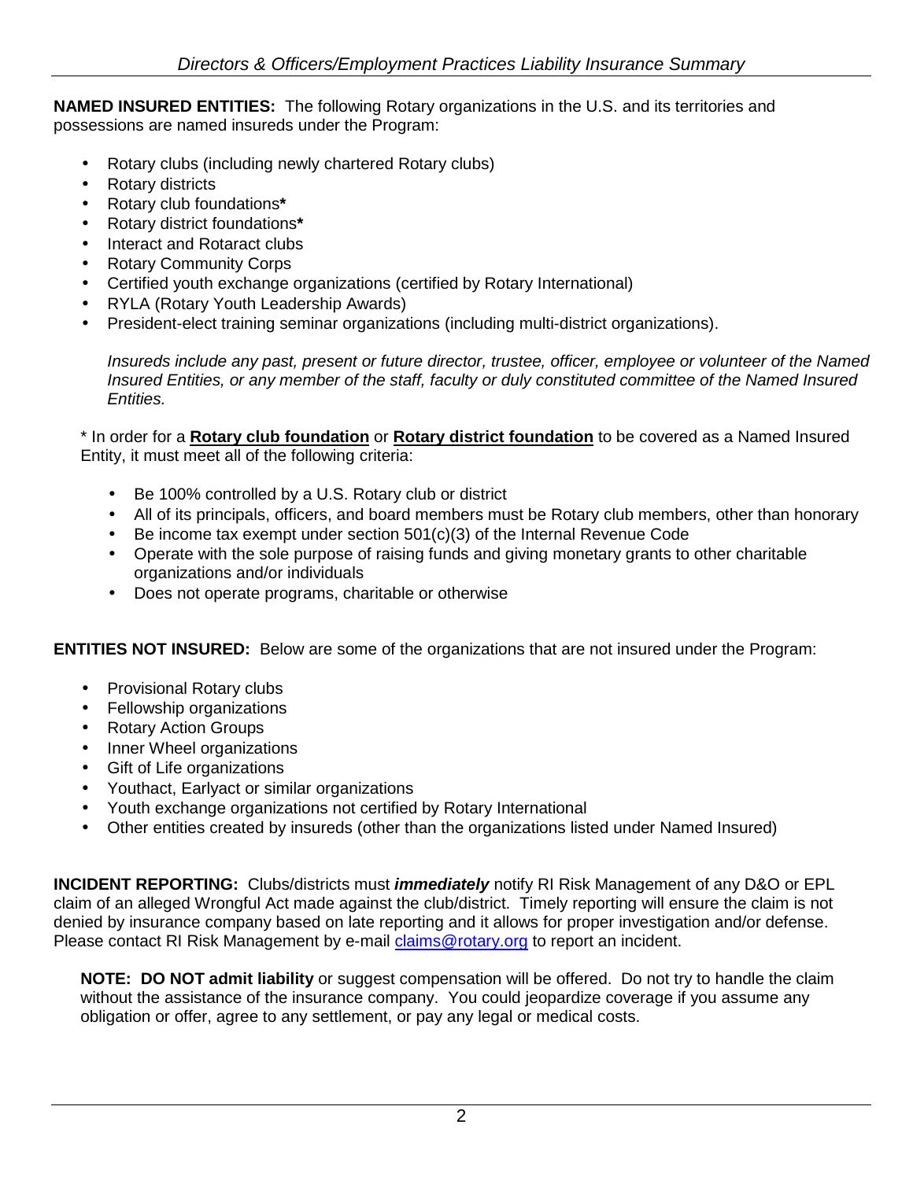**NAMED INSURED ENTITIES:** The following Rotary organizations in the U.S. and its territories and possessions are named insureds under the Program:

- Rotary clubs (including newly chartered Rotary clubs)
- Rotary districts
- Rotary club foundations**\***
- Rotary district foundations**\***
- Interact and Rotaract clubs
- Rotary Community Corps
- Certified youth exchange organizations (certified by Rotary International)
- RYLA (Rotary Youth Leadership Awards)
- President-elect training seminar organizations (including multi-district organizations).

  *Insureds include any past, present or future director, trustee, officer, employee or volunteer of the Named Insured Entities, or any member of the staff, faculty or duly constituted committee of the Named Insured Entities.*

\* In order for a **<u>Rotary club foundation</u>** or **<u>Rotary district foundation</u>** to be covered as a Named Insured Entity, it must meet all of the following criteria:

- Be 100% controlled by a U.S. Rotary club or district
- All of its principals, officers, and board members must be Rotary club members, other than honorary
- Be income tax exempt under section 501(c)(3) of the Internal Revenue Code
- Operate with the sole purpose of raising funds and giving monetary grants to other charitable organizations and/or individuals
- Does not operate programs, charitable or otherwise

**ENTITIES NOT INSURED:** Below are some of the organizations that are not insured under the Program:

- Provisional Rotary clubs
- Fellowship organizations
- Rotary Action Groups
- Inner Wheel organizations
- Gift of Life organizations
- Youthact, Earlyact or similar organizations
- Youth exchange organizations not certified by Rotary International
- Other entities created by insureds (other than the organizations listed under Named Insured)

**INCIDENT REPORTING:** Clubs/districts must ***immediately*** notify RI Risk Management of any D&O or EPL claim of an alleged Wrongful Act made against the club/district. Timely reporting will ensure the claim is not denied by insurance company based on late reporting and it allows for proper investigation and/or defense. Please contact RI Risk Management by e-mail claims@rotary.org to report an incident.

**NOTE: DO NOT admit liability** or suggest compensation will be offered. Do not try to handle the claim without the assistance of the insurance company. You could jeopardize coverage if you assume any obligation or offer, agree to any settlement, or pay any legal or medical costs.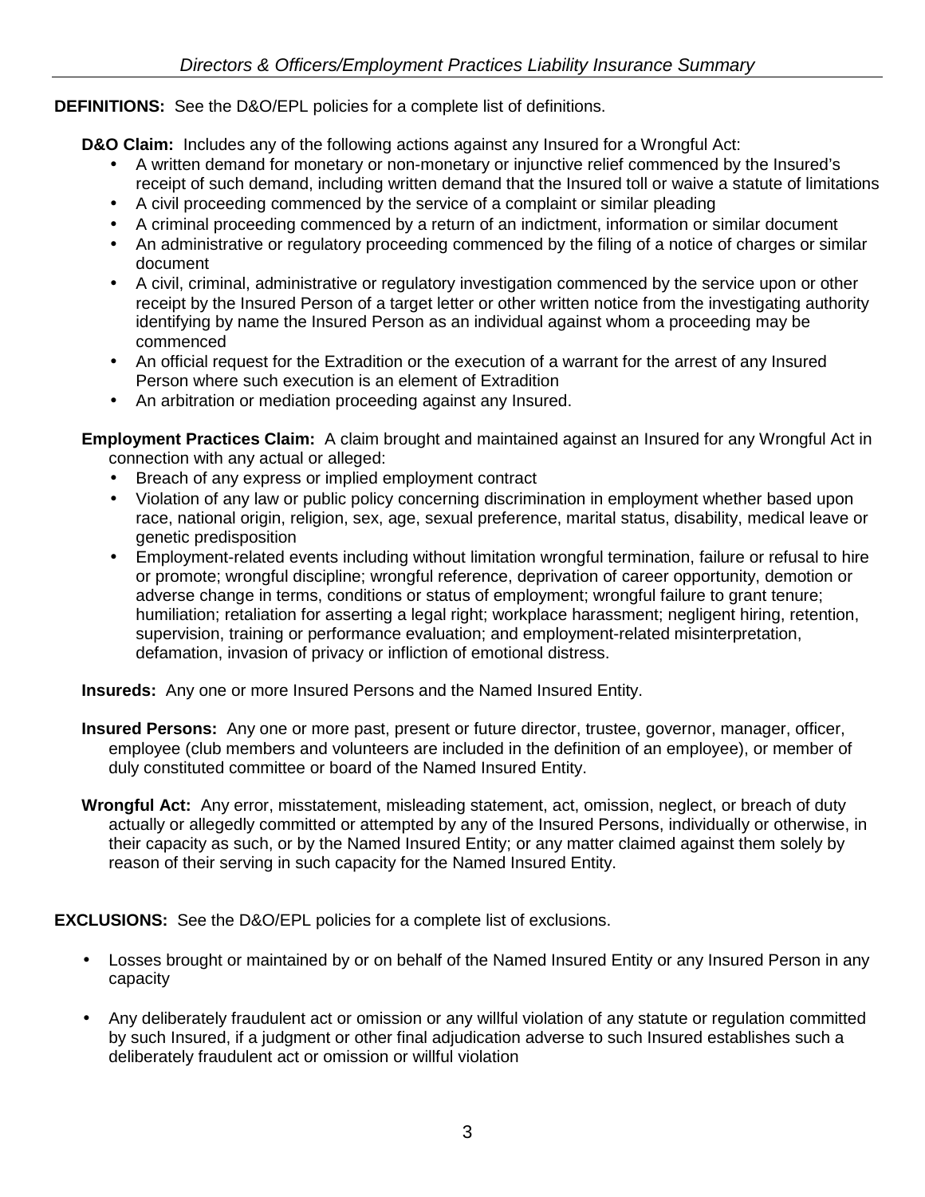**DEFINITIONS:** See the D&O/EPL policies for a complete list of definitions.

**D&O Claim:** Includes any of the following actions against any Insured for a Wrongful Act:

- A written demand for monetary or non-monetary or injunctive relief commenced by the Insured's receipt of such demand, including written demand that the Insured toll or waive a statute of limitations
- A civil proceeding commenced by the service of a complaint or similar pleading
- A criminal proceeding commenced by a return of an indictment, information or similar document
- An administrative or regulatory proceeding commenced by the filing of a notice of charges or similar document
- A civil, criminal, administrative or regulatory investigation commenced by the service upon or other receipt by the Insured Person of a target letter or other written notice from the investigating authority identifying by name the Insured Person as an individual against whom a proceeding may be commenced
- An official request for the Extradition or the execution of a warrant for the arrest of any Insured Person where such execution is an element of Extradition
- An arbitration or mediation proceeding against any Insured.

**Employment Practices Claim:** A claim brought and maintained against an Insured for any Wrongful Act in connection with any actual or alleged:

- Breach of any express or implied employment contract
- Violation of any law or public policy concerning discrimination in employment whether based upon race, national origin, religion, sex, age, sexual preference, marital status, disability, medical leave or genetic predisposition
- Employment-related events including without limitation wrongful termination, failure or refusal to hire or promote; wrongful discipline; wrongful reference, deprivation of career opportunity, demotion or adverse change in terms, conditions or status of employment; wrongful failure to grant tenure; humiliation; retaliation for asserting a legal right; workplace harassment; negligent hiring, retention, supervision, training or performance evaluation; and employment-related misinterpretation, defamation, invasion of privacy or infliction of emotional distress.

**Insureds:** Any one or more Insured Persons and the Named Insured Entity.

**Insured Persons:** Any one or more past, present or future director, trustee, governor, manager, officer, employee (club members and volunteers are included in the definition of an employee), or member of duly constituted committee or board of the Named Insured Entity.

**Wrongful Act:** Any error, misstatement, misleading statement, act, omission, neglect, or breach of duty actually or allegedly committed or attempted by any of the Insured Persons, individually or otherwise, in their capacity as such, or by the Named Insured Entity; or any matter claimed against them solely by reason of their serving in such capacity for the Named Insured Entity.

**EXCLUSIONS:** See the D&O/EPL policies for a complete list of exclusions.

- Losses brought or maintained by or on behalf of the Named Insured Entity or any Insured Person in any capacity
- Any deliberately fraudulent act or omission or any willful violation of any statute or regulation committed by such Insured, if a judgment or other final adjudication adverse to such Insured establishes such a deliberately fraudulent act or omission or willful violation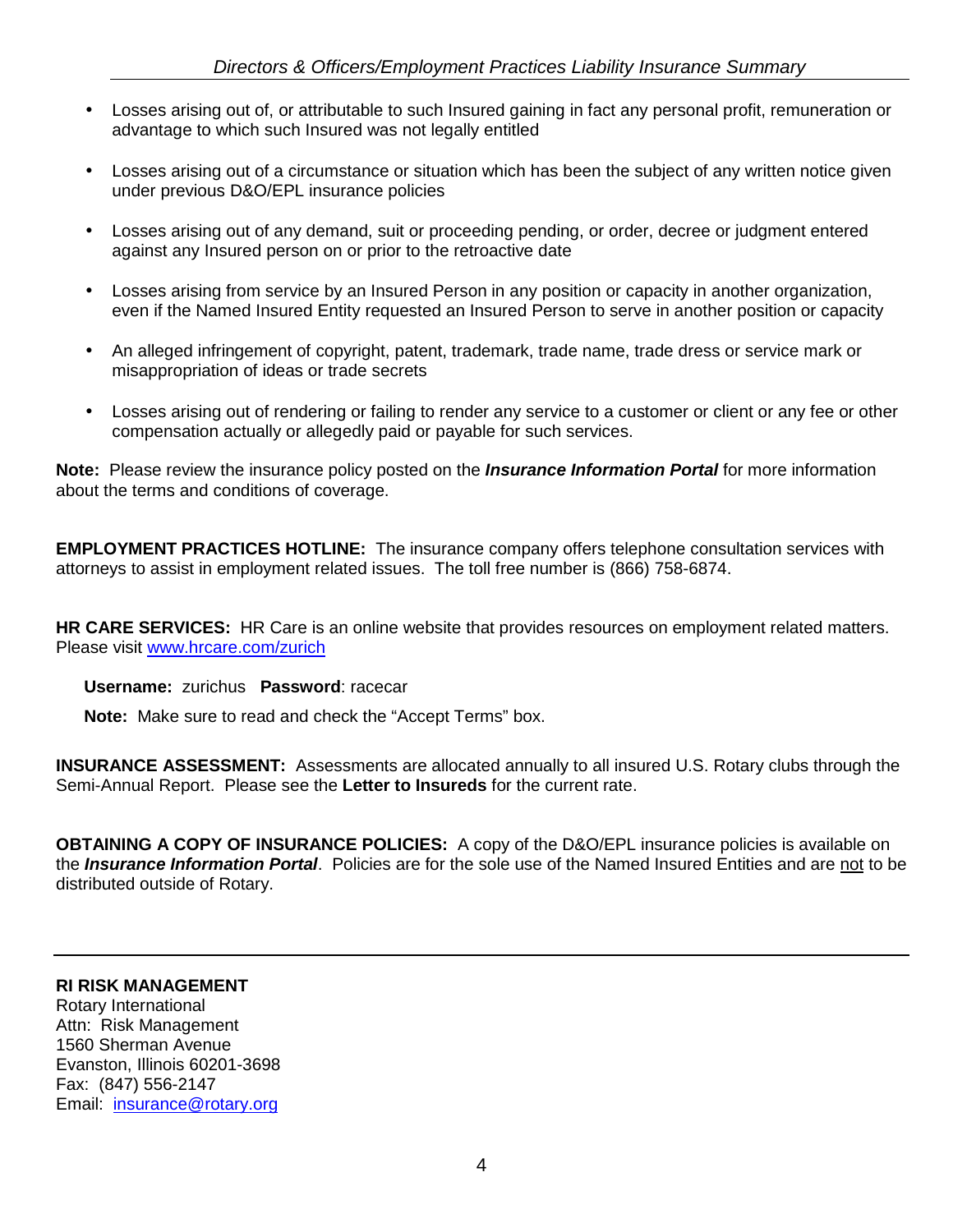- Losses arising out of, or attributable to such Insured gaining in fact any personal profit, remuneration or advantage to which such Insured was not legally entitled
- Losses arising out of a circumstance or situation which has been the subject of any written notice given under previous D&O/EPL insurance policies
- Losses arising out of any demand, suit or proceeding pending, or order, decree or judgment entered against any Insured person on or prior to the retroactive date
- Losses arising from service by an Insured Person in any position or capacity in another organization, even if the Named Insured Entity requested an Insured Person to serve in another position or capacity
- An alleged infringement of copyright, patent, trademark, trade name, trade dress or service mark or misappropriation of ideas or trade secrets
- Losses arising out of rendering or failing to render any service to a customer or client or any fee or other compensation actually or allegedly paid or payable for such services.

**Note:** Please review the insurance policy posted on the ***Insurance Information Portal*** for more information about the terms and conditions of coverage.

**EMPLOYMENT PRACTICES HOTLINE:** The insurance company offers telephone consultation services with attorneys to assist in employment related issues. The toll free number is (866) 758-6874.

**HR CARE SERVICES:** HR Care is an online website that provides resources on employment related matters. Please visit www.hrcare.com/zurich

**Username:** zurichus **Password**: racecar

**Note:** Make sure to read and check the "Accept Terms" box.

**INSURANCE ASSESSMENT:** Assessments are allocated annually to all insured U.S. Rotary clubs through the Semi-Annual Report. Please see the **Letter to Insureds** for the current rate.

**OBTAINING A COPY OF INSURANCE POLICIES:** A copy of the D&O/EPL insurance policies is available on the ***Insurance Information Portal***. Policies are for the sole use of the Named Insured Entities and are <u>not</u> to be distributed outside of Rotary.

---

**RI RISK MANAGEMENT**
Rotary International
Attn: Risk Management
1560 Sherman Avenue
Evanston, Illinois 60201-3698
Fax: (847) 556-2147
Email: insurance@rotary.org